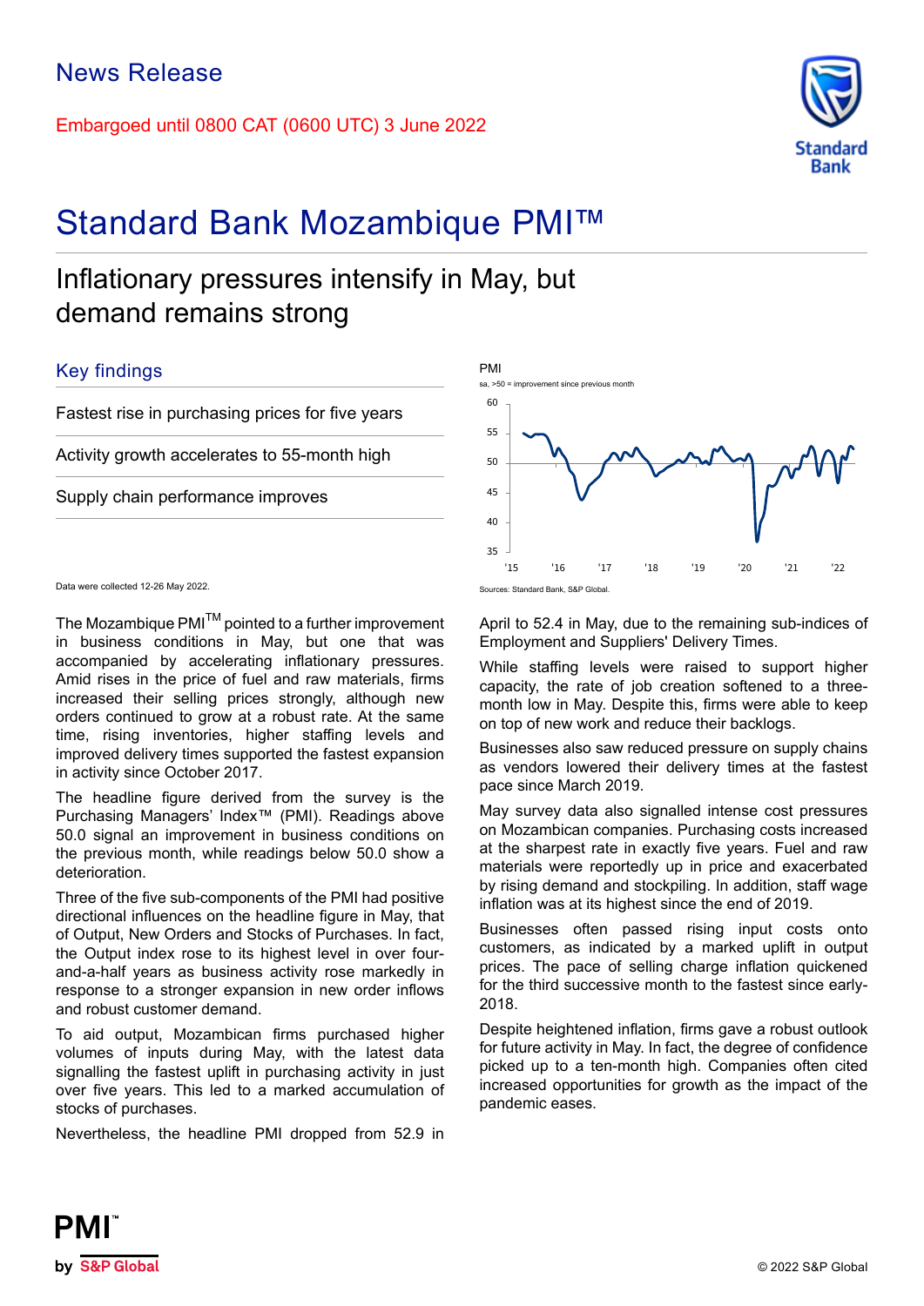News Release

Embargoed until 0800 CAT (0600 UTC) 3 June 2022

# Standard Bank Mozambique PMI™

## Inflationary pressures intensify in May, but demand remains strong

### Key findings

Fastest rise in purchasing prices for five years

Activity growth accelerates to 55-month high

Supply chain performance improves

PMI

sa, >50 = improvement since previous month

Sources: Standard Bank, S&P Global.

Data were collected 12-26 May 2022.

The Mozambique PMI™ pointed to a further improvement in business conditions in May, but one that was accompanied by accelerating inflationary pressures. Amid rises in the price of fuel and raw materials, firms increased their selling prices strongly, although new orders continued to grow at a robust rate. At the same time, rising inventories, higher staffing levels and improved delivery times supported the fastest expansion in activity since October 2017.

The headline figure derived from the survey is the Purchasing Managers' Index™ (PMI). Readings above 50.0 signal an improvement in business conditions on the previous month, while readings below 50.0 show a deterioration.

Three of the five sub-components of the PMI had positive directional influences on the headline figure in May, that of Output, New Orders and Stocks of Purchases. In fact, the Output index rose to its highest level in over four-and-a-half years as business activity rose markedly in response to a stronger expansion in new order inflows and robust customer demand.

To aid output, Mozambican firms purchased higher volumes of inputs during May, with the latest data signalling the fastest uplift in purchasing activity in just over five years. This led to a marked accumulation of stocks of purchases.

Nevertheless, the headline PMI dropped from 52.9 in April to 52.4 in May, due to the remaining sub-indices of Employment and Suppliers' Delivery Times.

While staffing levels were raised to support higher capacity, the rate of job creation softened to a three-month low in May. Despite this, firms were able to keep on top of new work and reduce their backlogs.

Businesses also saw reduced pressure on supply chains as vendors lowered their delivery times at the fastest pace since March 2019.

May survey data also signalled intense cost pressures on Mozambican companies. Purchasing costs increased at the sharpest rate in exactly five years. Fuel and raw materials were reportedly up in price and exacerbated by rising demand and stockpiling. In addition, staff wage inflation was at its highest since the end of 2019.

Businesses often passed rising input costs onto customers, as indicated by a marked uplift in output prices. The pace of selling charge inflation quickened for the third successive month to the fastest since early-2018.

Despite heightened inflation, firms gave a robust outlook for future activity in May. In fact, the degree of confidence picked up to a ten-month high. Companies often cited increased opportunities for growth as the impact of the pandemic eases.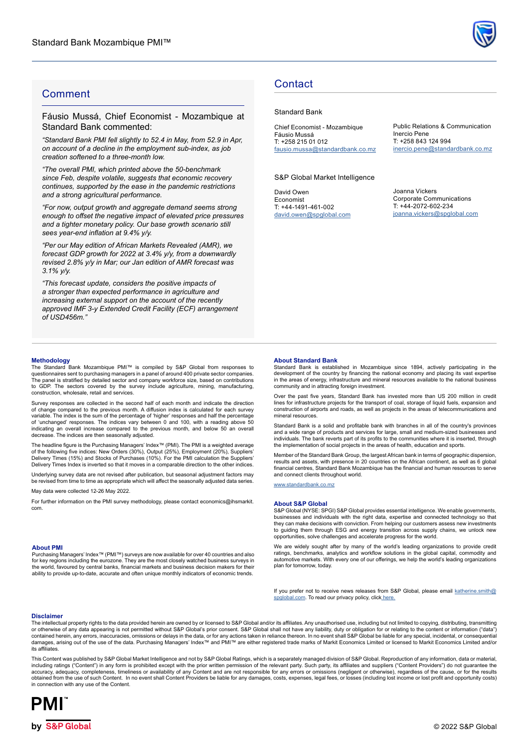## Comment

Fáusio Mussá, Chief Economist - Mozambique at Standard Bank commented:

*"Standard Bank PMI fell slightly to 52.4 in May, from 52.9 in Apr, on account of a decline in the employment sub-index, as job creation softened to a three-month low.*

*"The overall PMI, which printed above the 50-benchmark since Feb, despite volatile, suggests that economic recovery continues, supported by the ease in the pandemic restrictions and a strong agricultural performance.*

*"For now, output growth and aggregate demand seems strong enough to offset the negative impact of elevated price pressures and a tighter monetary policy. Our base growth scenario still sees year-end inflation at 9.4% y/y.*

*"Per our May edition of African Markets Revealed (AMR), we forecast GDP growth for 2022 at 3.4% y/y, from a downwardly revised 2.8% y/y in Mar; our Jan edition of AMR forecast was 3.1% y/y.*

*"This forecast update, considers the positive impacts of a stronger than expected performance in agriculture and increasing external support on the account of the recently approved IMF 3-y Extended Credit Facility (ECF) arrangement of USD456m."*

## Contact

Standard Bank

Chief Economist - Mozambique
Fáusio Mussá
T: +258 215 01 012
fausio.mussa@standardbank.co.mz

Public Relations & Communication
Inercio Pene
T: +258 843 124 994
inercio.pene@standardbank.co.mz

S&P Global Market Intelligence

David Owen
Economist
T: +44-1491-461-002
david.owen@spglobal.com

Joanna Vickers
Corporate Communications
T: +44-2072-602-234
joanna.vickers@spglobal.com

### Methodology

The Standard Bank Mozambique PMI™ is compiled by S&P Global from responses to questionnaires sent to purchasing managers in a panel of around 400 private sector companies. The panel is stratified by detailed sector and company workforce size, based on contributions to GDP. The sectors covered by the survey include agriculture, mining, manufacturing, construction, wholesale, retail and services.

Survey responses are collected in the second half of each month and indicate the direction of change compared to the previous month. A diffusion index is calculated for each survey variable. The index is the sum of the percentage of 'higher' responses and half the percentage of 'unchanged' responses. The indices vary between 0 and 100, with a reading above 50 indicating an overall increase compared to the previous month, and below 50 an overall decrease. The indices are then seasonally adjusted.

The headline figure is the Purchasing Managers' Index™ (PMI). The PMI is a weighted average of the following five indices: New Orders (30%), Output (25%), Employment (20%), Suppliers' Delivery Times (15%) and Stocks of Purchases (10%). For the PMI calculation the Suppliers' Delivery Times Index is inverted so that it moves in a comparable direction to the other indices.

Underlying survey data are not revised after publication, but seasonal adjustment factors may be revised from time to time as appropriate which will affect the seasonally adjusted data series.

May data were collected 12-26 May 2022.

For further information on the PMI survey methodology, please contact economics@ihsmarkit.com.

### About PMI

Purchasing Managers' Index™ (PMI™) surveys are now available for over 40 countries and also for key regions including the eurozone. They are the most closely watched business surveys in the world, favoured by central banks, financial markets and business decision makers for their ability to provide up-to-date, accurate and often unique monthly indicators of economic trends.

### About Standard Bank

Standard Bank is established in Mozambique since 1894, actively participating in the development of the country by financing the national economy and placing its vast expertise in the areas of energy, infrastructure and mineral resources available to the national business community and in attracting foreign investment.

Over the past five years, Standard Bank has invested more than US 200 million in credit lines for infrastructure projects for the transport of coal, storage of liquid fuels, expansion and construction of airports and roads, as well as projects in the areas of telecommunications and mineral resources.

Standard Bank is a solid and profitable bank with branches in all of the country's provinces and a wide range of products and services for large, small and medium-sized businesses and individuals. The bank reverts part of its profits to the communities where it is inserted, through the implementation of social projects in the areas of health, education and sports.

Member of the Standard Bank Group, the largest African bank in terms of geographic dispersion, results and assets, with presence in 20 countries on the African continent, as well as 6 global financial centres, Standard Bank Mozambique has the financial and human resources to serve and connect clients throughout world.

www.standardbank.co.mz

### About S&P Global

S&P Global (NYSE: SPGI) S&P Global provides essential intelligence. We enable governments, businesses and individuals with the right data, expertise and connected technology so that they can make decisions with conviction. From helping our customers assess new investments to guiding them through ESG and energy transition across supply chains, we unlock new opportunities, solve challenges and accelerate progress for the world.

We are widely sought after by many of the world's leading organizations to provide credit ratings, benchmarks, analytics and workflow solutions in the global capital, commodity and automotive markets. With every one of our offerings, we help the world's leading organizations plan for tomorrow, today.

If you prefer not to receive news releases from S&P Global, please email katherine.smith@spglobal.com. To read our privacy policy, click here.

### Disclaimer

The intellectual property rights to the data provided herein are owned by or licensed to S&P Global and/or its affiliates. Any unauthorised use, including but not limited to copying, distributing, transmitting or otherwise of any data appearing is not permitted without S&P Global's prior consent. S&P Global shall not have any liability, duty or obligation for or relating to the content or information ("data") contained herein, any errors, inaccuracies, omissions or delays in the data, or for any actions taken in reliance thereon. In no event shall S&P Global be liable for any special, incidental, or consequential damages, arising out of the use of the data. Purchasing Managers' Index™ and PMI™ are either registered trade marks of Markit Economics Limited or licensed to Markit Economics Limited and/or its affiliates.

This Content was published by S&P Global Market Intelligence and not by S&P Global Ratings, which is a separately managed division of S&P Global. Reproduction of any information, data or material, including ratings ("Content") in any form is prohibited except with the prior written permission of the relevant party. Such party, its affiliates and suppliers ("Content Providers") do not guarantee the accuracy, adequacy, completeness, timeliness or availability of any Content and are not responsible for any errors or omissions (negligent or otherwise), regardless of the cause, or for the results obtained from the use of such Content. In no event shall Content Providers be liable for any damages, costs, expenses, legal fees, or losses (including lost income or lost profit and opportunity costs) in connection with any use of the Content.

PMI™ by S&P Global

© 2022 S&P Global